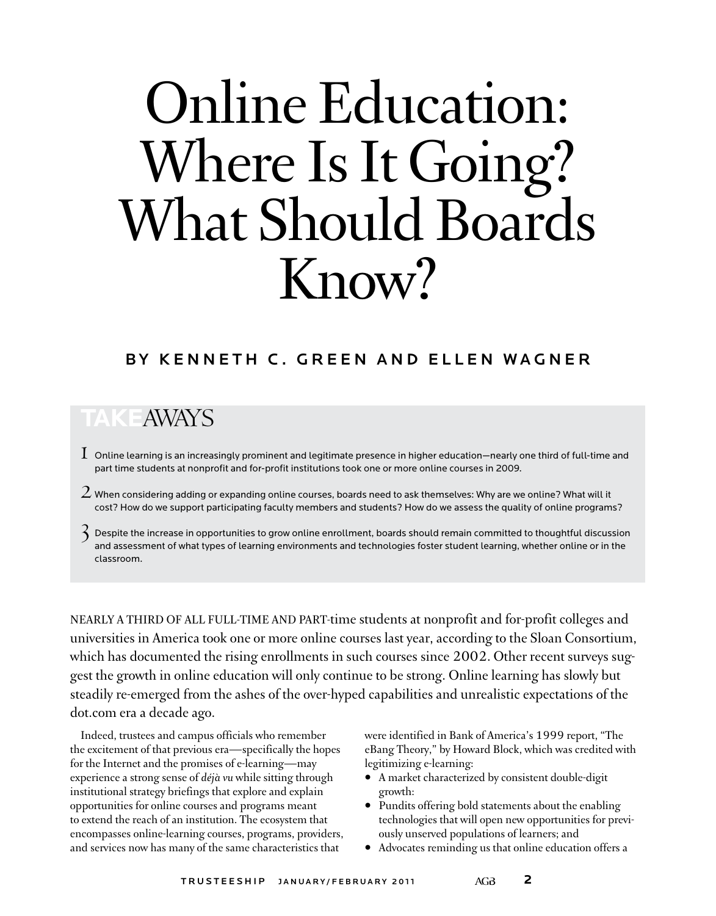# Online Education: Where Is It Going? What Should Boards Know?

**BY KENNETH C. GREEN AND ELLEN WAGNER**

## TAKEAWAYS

1. Online learning is an increasingly prominent and legitimate presence in higher education—nearly one third of full-time and part time students at nonprofit and for-profit institutions took one or more online courses in 2009.

2. When considering adding or expanding online courses, boards need to ask themselves: Why are we online? What will it cost? How do we support participating faculty members and students? How do we assess the quality of online programs?

3. Despite the increase in opportunities to grow online enrollment, boards should remain committed to thoughtful discussion and assessment of what types of learning environments and technologies foster student learning, whether online or in the classroom.

NEARLY A THIRD OF ALL FULL-TIME AND PART-time students at nonprofit and for-profit colleges and universities in America took one or more online courses last year, according to the Sloan Consortium, which has documented the rising enrollments in such courses since 2002. Other recent surveys suggest the growth in online education will only continue to be strong. Online learning has slowly but steadily re-emerged from the ashes of the over-hyped capabilities and unrealistic expectations of the dot.com era a decade ago.

Indeed, trustees and campus officials who remember the excitement of that previous era—specifically the hopes for the Internet and the promises of e-learning—may experience a strong sense of *déjà vu* while sitting through institutional strategy briefings that explore and explain opportunities for online courses and programs meant to extend the reach of an institution. The ecosystem that encompasses online-learning courses, programs, providers, and services now has many of the same characteristics that were identified in Bank of America's 1999 report, "The eBang Theory," by Howard Block, which was credited with legitimizing e-learning:

- A market characterized by consistent double-digit growth:
- Pundits offering bold statements about the enabling technologies that will open new opportunities for previously unserved populations of learners; and
- Advocates reminding us that online education offers a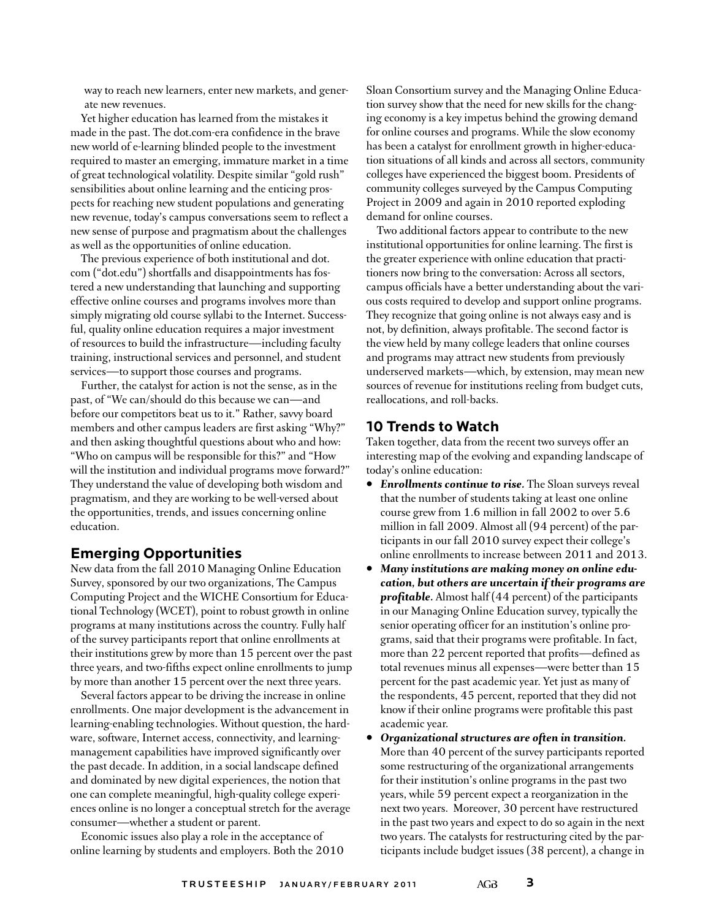way to reach new learners, enter new markets, and generate new revenues.

Yet higher education has learned from the mistakes it made in the past. The dot.com-era confidence in the brave new world of e-learning blinded people to the investment required to master an emerging, immature market in a time of great technological volatility. Despite similar "gold rush" sensibilities about online learning and the enticing prospects for reaching new student populations and generating new revenue, today's campus conversations seem to reflect a new sense of purpose and pragmatism about the challenges as well as the opportunities of online education.

The previous experience of both institutional and dot.com ("dot.edu") shortfalls and disappointments has fostered a new understanding that launching and supporting effective online courses and programs involves more than simply migrating old course syllabi to the Internet. Successful, quality online education requires a major investment of resources to build the infrastructure—including faculty training, instructional services and personnel, and student services—to support those courses and programs.

Further, the catalyst for action is not the sense, as in the past, of "We can/should do this because we can—and before our competitors beat us to it." Rather, savvy board members and other campus leaders are first asking "Why?" and then asking thoughtful questions about who and how: "Who on campus will be responsible for this?" and "How will the institution and individual programs move forward?" They understand the value of developing both wisdom and pragmatism, and they are working to be well-versed about the opportunities, trends, and issues concerning online education.

## Emerging Opportunities

New data from the fall 2010 Managing Online Education Survey, sponsored by our two organizations, The Campus Computing Project and the WICHE Consortium for Educational Technology (WCET), point to robust growth in online programs at many institutions across the country. Fully half of the survey participants report that online enrollments at their institutions grew by more than 15 percent over the past three years, and two-fifths expect online enrollments to jump by more than another 15 percent over the next three years.

Several factors appear to be driving the increase in online enrollments. One major development is the advancement in learning-enabling technologies. Without question, the hardware, software, Internet access, connectivity, and learning-management capabilities have improved significantly over the past decade. In addition, in a social landscape defined and dominated by new digital experiences, the notion that one can complete meaningful, high-quality college experiences online is no longer a conceptual stretch for the average consumer—whether a student or parent.

Economic issues also play a role in the acceptance of online learning by students and employers. Both the 2010 Sloan Consortium survey and the Managing Online Education survey show that the need for new skills for the changing economy is a key impetus behind the growing demand for online courses and programs. While the slow economy has been a catalyst for enrollment growth in higher-education situations of all kinds and across all sectors, community colleges have experienced the biggest boom. Presidents of community colleges surveyed by the Campus Computing Project in 2009 and again in 2010 reported exploding demand for online courses.

Two additional factors appear to contribute to the new institutional opportunities for online learning. The first is the greater experience with online education that practitioners now bring to the conversation: Across all sectors, campus officials have a better understanding about the various costs required to develop and support online programs. They recognize that going online is not always easy and is not, by definition, always profitable. The second factor is the view held by many college leaders that online courses and programs may attract new students from previously underserved markets—which, by extension, may mean new sources of revenue for institutions reeling from budget cuts, reallocations, and roll-backs.

## 10 Trends to Watch

Taken together, data from the recent two surveys offer an interesting map of the evolving and expanding landscape of today's online education:

- ***Enrollments continue to rise.*** The Sloan surveys reveal that the number of students taking at least one online course grew from 1.6 million in fall 2002 to over 5.6 million in fall 2009. Almost all (94 percent) of the participants in our fall 2010 survey expect their college's online enrollments to increase between 2011 and 2013.
- ***Many institutions are making money on online education, but others are uncertain if their programs are profitable.*** Almost half (44 percent) of the participants in our Managing Online Education survey, typically the senior operating officer for an institution's online programs, said that their programs were profitable. In fact, more than 22 percent reported that profits—defined as total revenues minus all expenses—were better than 15 percent for the past academic year. Yet just as many of the respondents, 45 percent, reported that they did not know if their online programs were profitable this past academic year.
- ***Organizational structures are often in transition.*** More than 40 percent of the survey participants reported some restructuring of the organizational arrangements for their institution's online programs in the past two years, while 59 percent expect a reorganization in the next two years. Moreover, 30 percent have restructured in the past two years and expect to do so again in the next two years. The catalysts for restructuring cited by the participants include budget issues (38 percent), a change in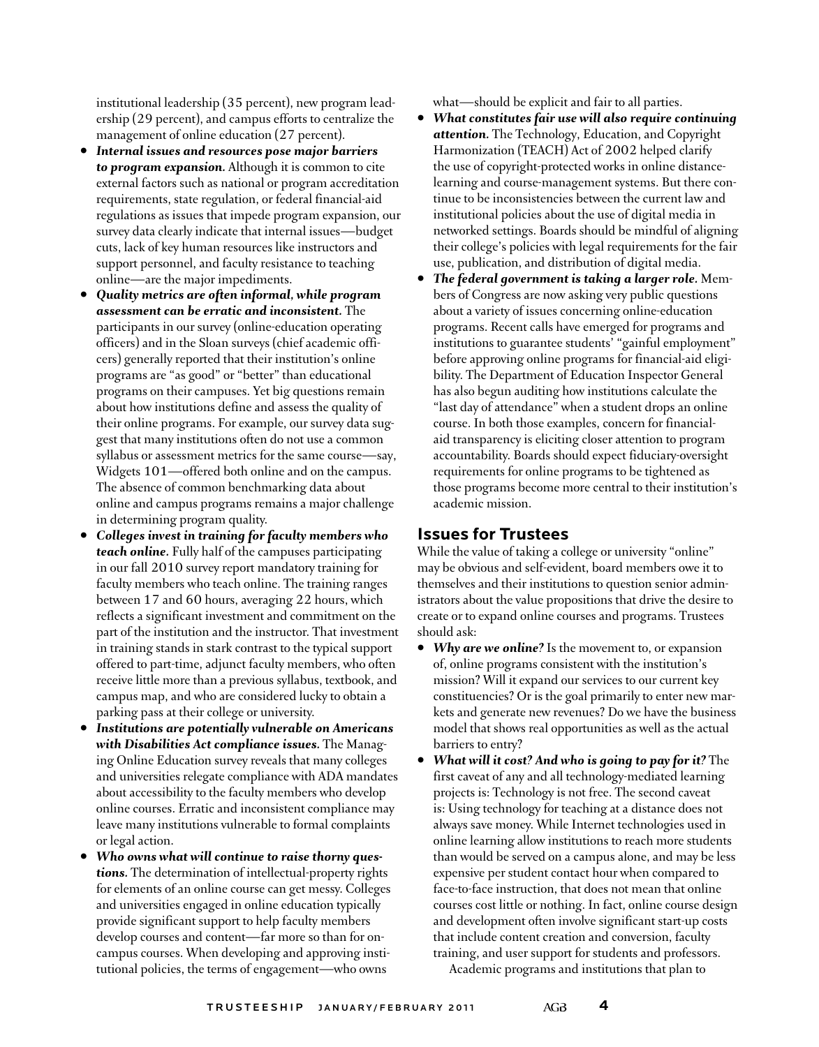institutional leadership (35 percent), new program leadership (29 percent), and campus efforts to centralize the management of online education (27 percent).

- ***Internal issues and resources pose major barriers to program expansion.*** Although it is common to cite external factors such as national or program accreditation requirements, state regulation, or federal financial-aid regulations as issues that impede program expansion, our survey data clearly indicate that internal issues—budget cuts, lack of key human resources like instructors and support personnel, and faculty resistance to teaching online—are the major impediments.
- ***Quality metrics are often informal, while program assessment can be erratic and inconsistent.*** The participants in our survey (online-education operating officers) and in the Sloan surveys (chief academic officers) generally reported that their institution's online programs are "as good" or "better" than educational programs on their campuses. Yet big questions remain about how institutions define and assess the quality of their online programs. For example, our survey data suggest that many institutions often do not use a common syllabus or assessment metrics for the same course—say, Widgets 101—offered both online and on the campus. The absence of common benchmarking data about online and campus programs remains a major challenge in determining program quality.
- ***Colleges invest in training for faculty members who teach online.*** Fully half of the campuses participating in our fall 2010 survey report mandatory training for faculty members who teach online. The training ranges between 17 and 60 hours, averaging 22 hours, which reflects a significant investment and commitment on the part of the institution and the instructor. That investment in training stands in stark contrast to the typical support offered to part-time, adjunct faculty members, who often receive little more than a previous syllabus, textbook, and campus map, and who are considered lucky to obtain a parking pass at their college or university.
- ***Institutions are potentially vulnerable on Americans with Disabilities Act compliance issues.*** The Managing Online Education survey reveals that many colleges and universities relegate compliance with ADA mandates about accessibility to the faculty members who develop online courses. Erratic and inconsistent compliance may leave many institutions vulnerable to formal complaints or legal action.
- ***Who owns what will continue to raise thorny questions.*** The determination of intellectual-property rights for elements of an online course can get messy. Colleges and universities engaged in online education typically provide significant support to help faculty members develop courses and content—far more so than for on-campus courses. When developing and approving institutional policies, the terms of engagement—who owns what—should be explicit and fair to all parties.
- ***What constitutes fair use will also require continuing attention.*** The Technology, Education, and Copyright Harmonization (TEACH) Act of 2002 helped clarify the use of copyright-protected works in online distance-learning and course-management systems. But there continue to be inconsistencies between the current law and institutional policies about the use of digital media in networked settings. Boards should be mindful of aligning their college's policies with legal requirements for the fair use, publication, and distribution of digital media.
- ***The federal government is taking a larger role.*** Members of Congress are now asking very public questions about a variety of issues concerning online-education programs. Recent calls have emerged for programs and institutions to guarantee students' "gainful employment" before approving online programs for financial-aid eligibility. The Department of Education Inspector General has also begun auditing how institutions calculate the "last day of attendance" when a student drops an online course. In both those examples, concern for financial-aid transparency is eliciting closer attention to program accountability. Boards should expect fiduciary-oversight requirements for online programs to be tightened as those programs become more central to their institution's academic mission.

## Issues for Trustees

While the value of taking a college or university "online" may be obvious and self-evident, board members owe it to themselves and their institutions to question senior administrators about the value propositions that drive the desire to create or to expand online courses and programs. Trustees should ask:

- ***Why are we online?*** Is the movement to, or expansion of, online programs consistent with the institution's mission? Will it expand our services to our current key constituencies? Or is the goal primarily to enter new markets and generate new revenues? Do we have the business model that shows real opportunities as well as the actual barriers to entry?
- ***What will it cost? And who is going to pay for it?*** The first caveat of any and all technology-mediated learning projects is: Technology is not free. The second caveat is: Using technology for teaching at a distance does not always save money. While Internet technologies used in online learning allow institutions to reach more students than would be served on a campus alone, and may be less expensive per student contact hour when compared to face-to-face instruction, that does not mean that online courses cost little or nothing. In fact, online course design and development often involve significant start-up costs that include content creation and conversion, faculty training, and user support for students and professors.

  Academic programs and institutions that plan to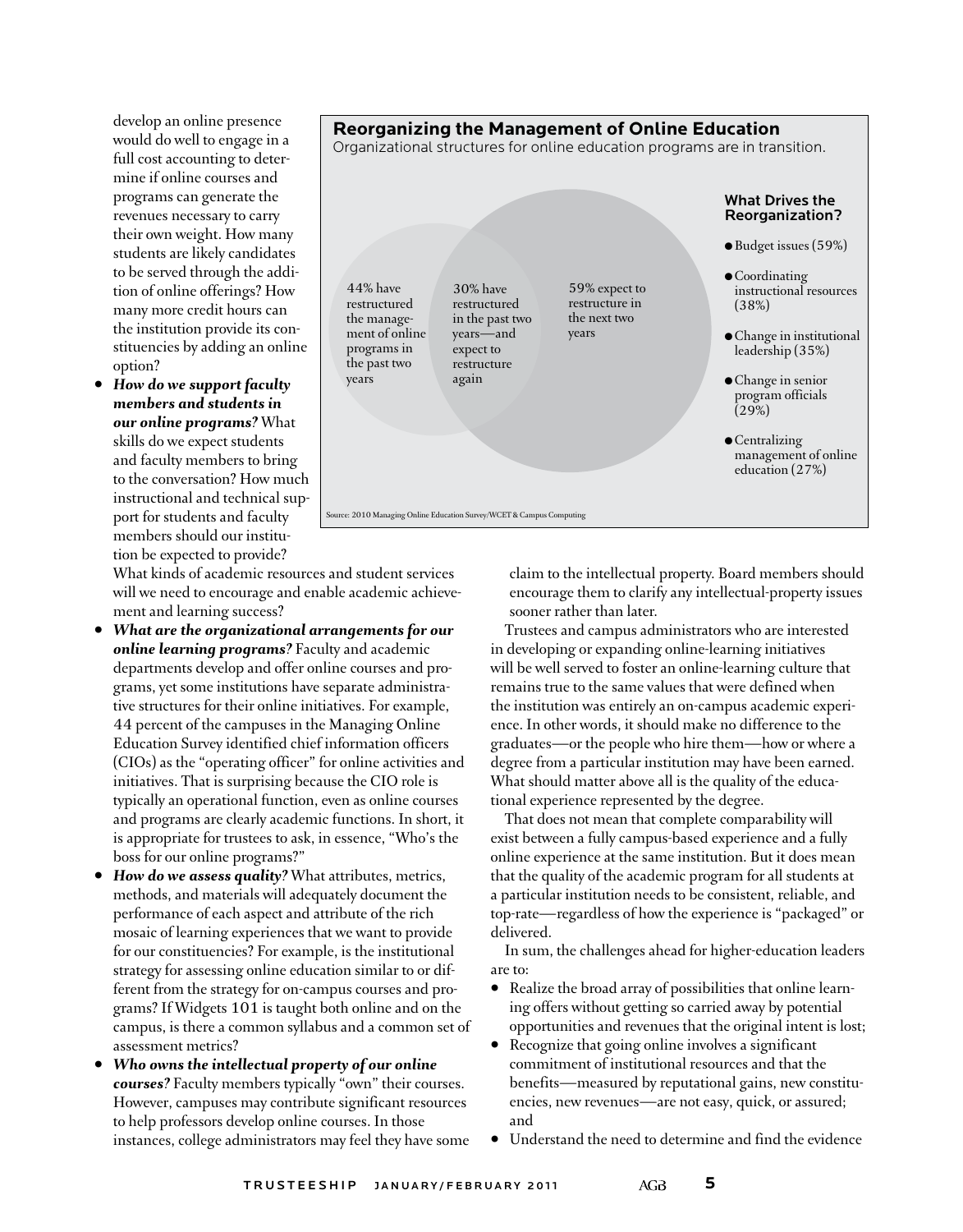develop an online presence would do well to engage in a full cost accounting to determine if online courses and programs can generate the revenues necessary to carry their own weight. How many students are likely candidates to be served through the addition of online offerings? How many more credit hours can the institution provide its constituencies by adding an online option?

- ***How do we support faculty members and students in our online programs?*** What skills do we expect students and faculty members to bring to the conversation? How much instructional and technical support for students and faculty members should our institution be expected to provide? What kinds of academic resources and student services will we need to encourage and enable academic achievement and learning success?
- ***What are the organizational arrangements for our online learning programs?*** Faculty and academic departments develop and offer online courses and programs, yet some institutions have separate administrative structures for their online initiatives. For example, 44 percent of the campuses in the Managing Online Education Survey identified chief information officers (CIOs) as the "operating officer" for online activities and initiatives. That is surprising because the CIO role is typically an operational function, even as online courses and programs are clearly academic functions. In short, it is appropriate for trustees to ask, in essence, "Who's the boss for our online programs?"
- ***How do we assess quality?*** What attributes, metrics, methods, and materials will adequately document the performance of each aspect and attribute of the rich mosaic of learning experiences that we want to provide for our constituencies? For example, is the institutional strategy for assessing online education similar to or different from the strategy for on-campus courses and programs? If Widgets 101 is taught both online and on the campus, is there a common syllabus and a common set of assessment metrics?
- ***Who owns the intellectual property of our online courses?*** Faculty members typically "own" their courses. However, campuses may contribute significant resources to help professors develop online courses. In those instances, college administrators may feel they have some claim to the intellectual property. Board members should encourage them to clarify any intellectual-property issues sooner rather than later.

**Reorganizing the Management of Online Education**

Organizational structures for online education programs are in transition.

- 44% have restructured the management of online programs in the past two years
- 30% have restructured in the past two years—and expect to restructure again
- 59% expect to restructure in the next two years

**What Drives the Reorganization?**

- Budget issues (59%)
- Coordinating instructional resources (38%)
- Change in institutional leadership (35%)
- Change in senior program officials (29%)
- Centralizing management of online education (27%)

Source: 2010 Managing Online Education Survey/WCET & Campus Computing

Trustees and campus administrators who are interested in developing or expanding online-learning initiatives will be well served to foster an online-learning culture that remains true to the same values that were defined when the institution was entirely an on-campus academic experience. In other words, it should make no difference to the graduates—or the people who hire them—how or where a degree from a particular institution may have been earned. What should matter above all is the quality of the educational experience represented by the degree.

That does not mean that complete comparability will exist between a fully campus-based experience and a fully online experience at the same institution. But it does mean that the quality of the academic program for all students at a particular institution needs to be consistent, reliable, and top-rate—regardless of how the experience is "packaged" or delivered.

In sum, the challenges ahead for higher-education leaders are to:

- Realize the broad array of possibilities that online learning offers without getting so carried away by potential opportunities and revenues that the original intent is lost;
- Recognize that going online involves a significant commitment of institutional resources and that the benefits—measured by reputational gains, new constituencies, new revenues—are not easy, quick, or assured; and
- Understand the need to determine and find the evidence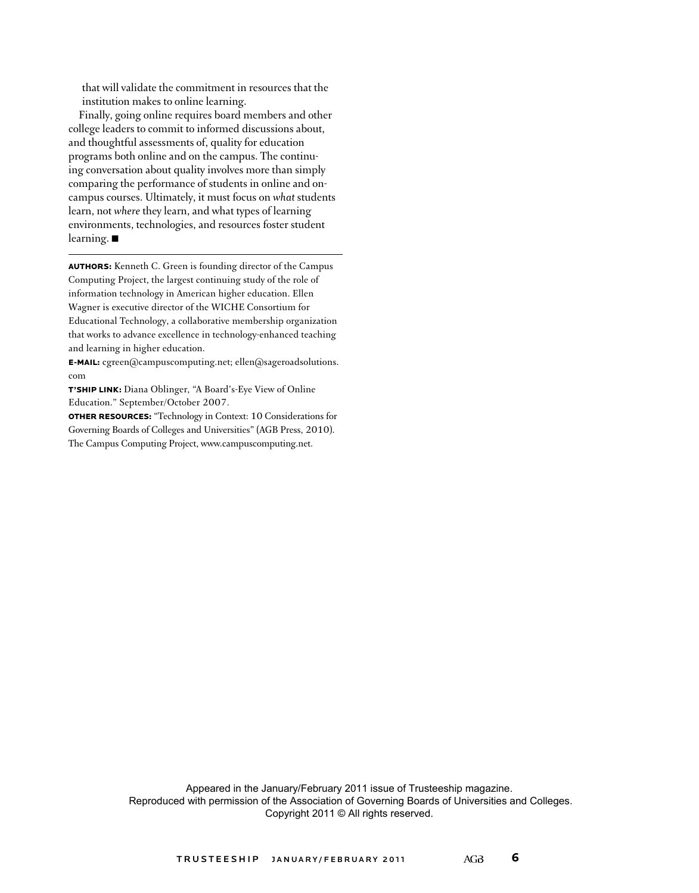that will validate the commitment in resources that the institution makes to online learning.

Finally, going online requires board members and other college leaders to commit to informed discussions about, and thoughtful assessments of, quality for education programs both online and on the campus. The continuing conversation about quality involves more than simply comparing the performance of students in online and on-campus courses. Ultimately, it must focus on *what* students learn, not *where* they learn, and what types of learning environments, technologies, and resources foster student learning. ■

---

**AUTHORS:** Kenneth C. Green is founding director of the Campus Computing Project, the largest continuing study of the role of information technology in American higher education. Ellen Wagner is executive director of the WICHE Consortium for Educational Technology, a collaborative membership organization that works to advance excellence in technology-enhanced teaching and learning in higher education.

**E-MAIL:** cgreen@campuscomputing.net; ellen@sageroadsolutions.com

**T'SHIP LINK:** Diana Oblinger, "A Board's-Eye View of Online Education." September/October 2007.

**OTHER RESOURCES:** "Technology in Context: 10 Considerations for Governing Boards of Colleges and Universities" (AGB Press, 2010). The Campus Computing Project, www.campuscomputing.net.

Appeared in the January/February 2011 issue of Trusteeship magazine.
Reproduced with permission of the Association of Governing Boards of Universities and Colleges.
Copyright 2011 © All rights reserved.